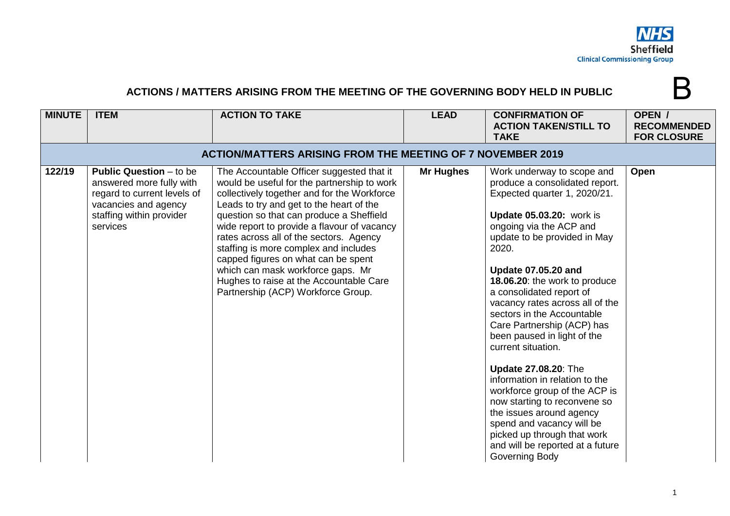NHS Sheffield Clinical Commissioning Group

B

# ACTIONS / MATTERS ARISING FROM THE MEETING OF THE GOVERNING BODY HELD IN PUBLIC

| MINUTE | ITEM | ACTION TO TAKE | LEAD | CONFIRMATION OF ACTION TAKEN/STILL TO TAKE | OPEN / RECOMMENDED FOR CLOSURE |
|---|---|---|---|---|---|
| **ACTION/MATTERS ARISING FROM THE MEETING OF 7 NOVEMBER 2019** | | | | | |
| **122/19** | **Public Question** – to be answered more fully with regard to current levels of vacancies and agency staffing within provider services | The Accountable Officer suggested that it would be useful for the partnership to work collectively together and for the Workforce Leads to try and get to the heart of the question so that can produce a Sheffield wide report to provide a flavour of vacancy rates across all of the sectors. Agency staffing is more complex and includes capped figures on what can be spent which can mask workforce gaps. Mr Hughes to raise at the Accountable Care Partnership (ACP) Workforce Group. | **Mr Hughes** | Work underway to scope and produce a consolidated report. Expected quarter 1, 2020/21.<br><br>**Update 05.03.20:** work is ongoing via the ACP and update to be provided in May 2020.<br><br>**Update 07.05.20 and 18.06.20**: the work to produce a consolidated report of vacancy rates across all of the sectors in the Accountable Care Partnership (ACP) has been paused in light of the current situation.<br><br>**Update 27.08.20**: The information in relation to the workforce group of the ACP is now starting to reconvene so the issues around agency spend and vacancy will be picked up through that work and will be reported at a future Governing Body | **Open** |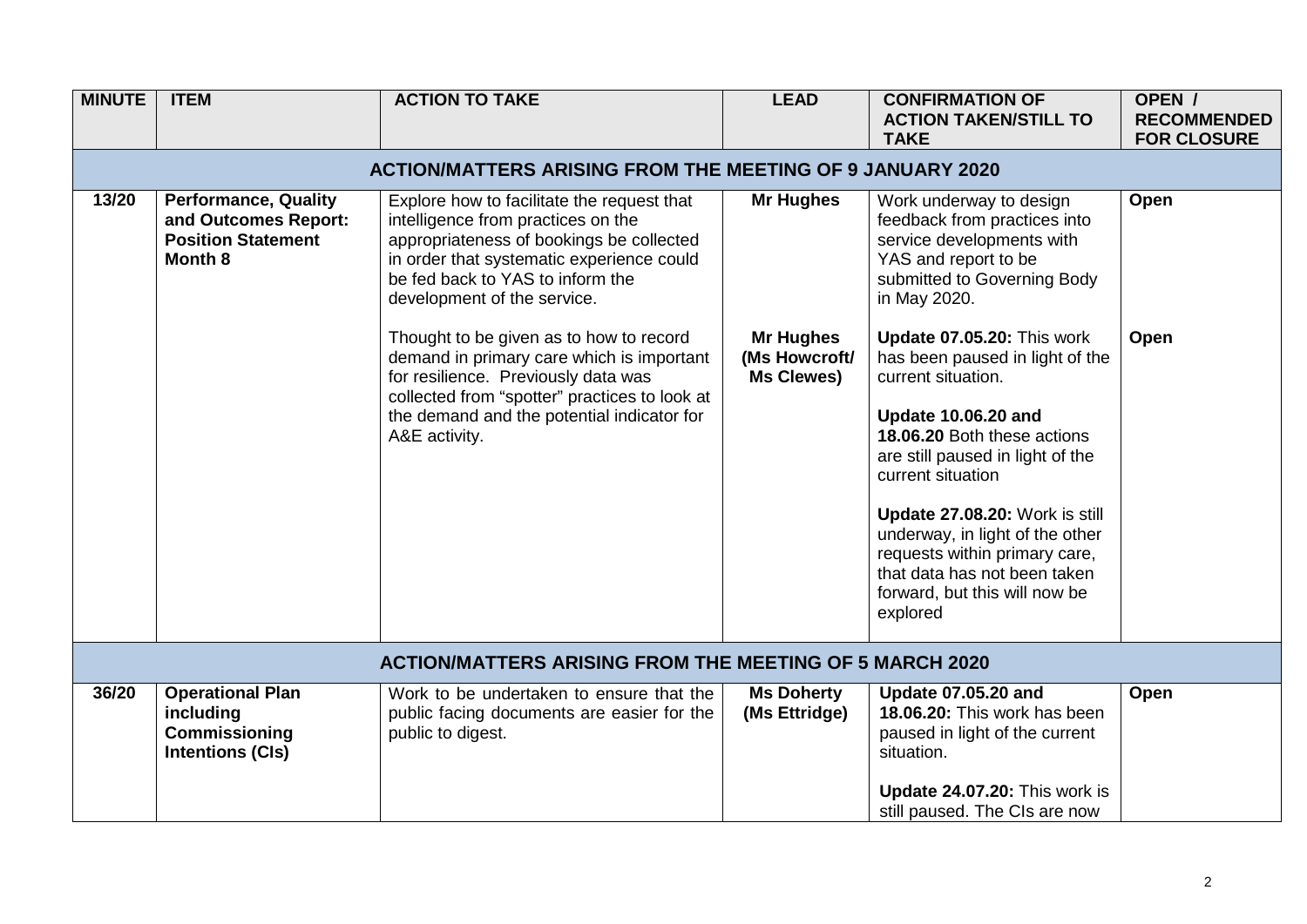| MINUTE | ITEM | ACTION TO TAKE | LEAD | CONFIRMATION OF ACTION TAKEN/STILL TO TAKE | OPEN / RECOMMENDED FOR CLOSURE |
|---|---|---|---|---|---|
| **ACTION/MATTERS ARISING FROM THE MEETING OF 9 JANUARY 2020** | | | | | |
| 13/20 | **Performance, Quality and Outcomes Report: Position Statement Month 8** | Explore how to facilitate the request that intelligence from practices on the appropriateness of bookings be collected in order that systematic experience could be fed back to YAS to inform the development of the service. | **Mr Hughes** | Work underway to design feedback from practices into service developments with YAS and report to be submitted to Governing Body in May 2020. | **Open** |
| | | Thought to be given as to how to record demand in primary care which is important for resilience. Previously data was collected from "spotter" practices to look at the demand and the potential indicator for A&E activity. | **Mr Hughes (Ms Howcroft/ Ms Clewes)** | **Update 07.05.20:** This work has been paused in light of the current situation.<br><br>**Update 10.06.20 and 18.06.20** Both these actions are still paused in light of the current situation<br><br>**Update 27.08.20:** Work is still underway, in light of the other requests within primary care, that data has not been taken forward, but this will now be explored | **Open** |
| **ACTION/MATTERS ARISING FROM THE MEETING OF 5 MARCH 2020** | | | | | |
| 36/20 | **Operational Plan including Commissioning Intentions (CIs)** | Work to be undertaken to ensure that the public facing documents are easier for the public to digest. | **Ms Doherty (Ms Ettridge)** | **Update 07.05.20 and 18.06.20:** This work has been paused in light of the current situation.<br><br>**Update 24.07.20:** This work is still paused. The CIs are now | **Open** |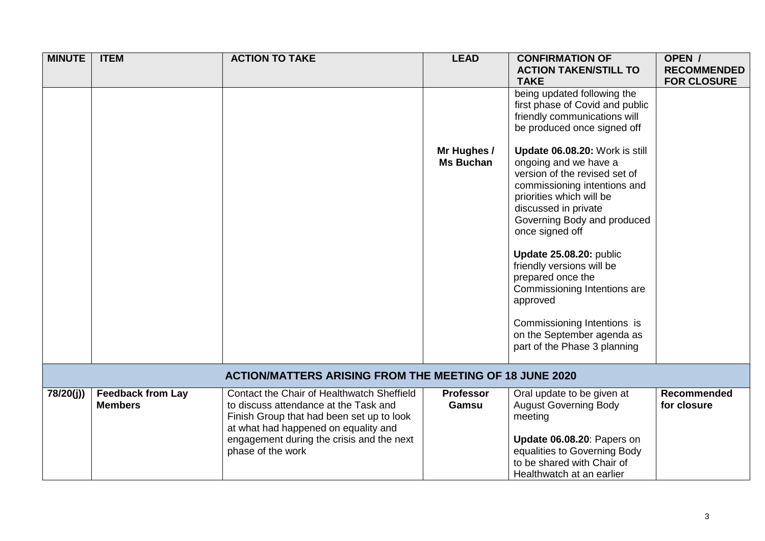| MINUTE | ITEM | ACTION TO TAKE | LEAD | CONFIRMATION OF ACTION TAKEN/STILL TO TAKE | OPEN / RECOMMENDED FOR CLOSURE |
|---|---|---|---|---|---|
| | | | Mr Hughes / Ms Buchan | being updated following the first phase of Covid and public friendly communications will be produced once signed off<br><br>**Update 06.08.20:** Work is still ongoing and we have a version of the revised set of commissioning intentions and priorities which will be discussed in private Governing Body and produced once signed off<br><br>**Update 25.08.20:** public friendly versions will be prepared once the Commissioning Intentions are approved<br><br>Commissioning Intentions is on the September agenda as part of the Phase 3 planning | |
| **ACTION/MATTERS ARISING FROM THE MEETING OF 18 JUNE 2020** | | | | | |
| **78/20(j))** | **Feedback from Lay Members** | Contact the Chair of Healthwatch Sheffield to discuss attendance at the Task and Finish Group that had been set up to look at what had happened on equality and engagement during the crisis and the next phase of the work | **Professor Gamsu** | Oral update to be given at August Governing Body meeting<br><br>**Update 06.08.20**: Papers on equalities to Governing Body to be shared with Chair of Healthwatch at an earlier | **Recommended for closure** |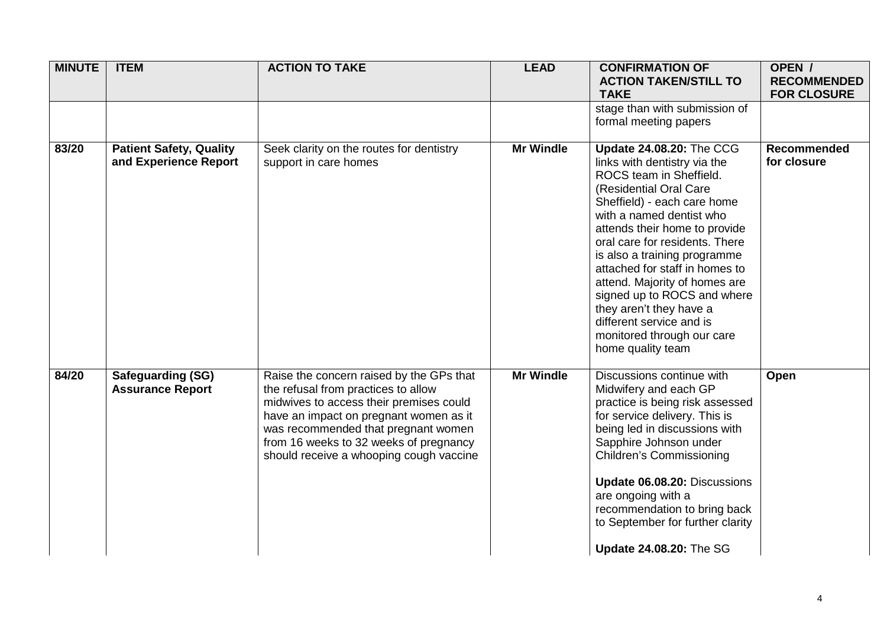| MINUTE | ITEM | ACTION TO TAKE | LEAD | CONFIRMATION OF ACTION TAKEN/STILL TO TAKE | OPEN / RECOMMENDED FOR CLOSURE |
|---|---|---|---|---|---|
| | | | | stage than with submission of formal meeting papers | |
| 83/20 | **Patient Safety, Quality and Experience Report** | Seek clarity on the routes for dentistry support in care homes | **Mr Windle** | **Update 24.08.20:** The CCG links with dentistry via the ROCS team in Sheffield. (Residential Oral Care Sheffield) - each care home with a named dentist who attends their home to provide oral care for residents. There is also a training programme attached for staff in homes to attend. Majority of homes are signed up to ROCS and where they aren't they have a different service and is monitored through our care home quality team | **Recommended for closure** |
| 84/20 | **Safeguarding (SG) Assurance Report** | Raise the concern raised by the GPs that the refusal from practices to allow midwives to access their premises could have an impact on pregnant women as it was recommended that pregnant women from 16 weeks to 32 weeks of pregnancy should receive a whooping cough vaccine | **Mr Windle** | Discussions continue with Midwifery and each GP practice is being risk assessed for service delivery. This is being led in discussions with Sapphire Johnson under Children's Commissioning<br><br>**Update 06.08.20:** Discussions are ongoing with a recommendation to bring back to September for further clarity<br><br>**Update 24.08.20:** The SG | **Open** |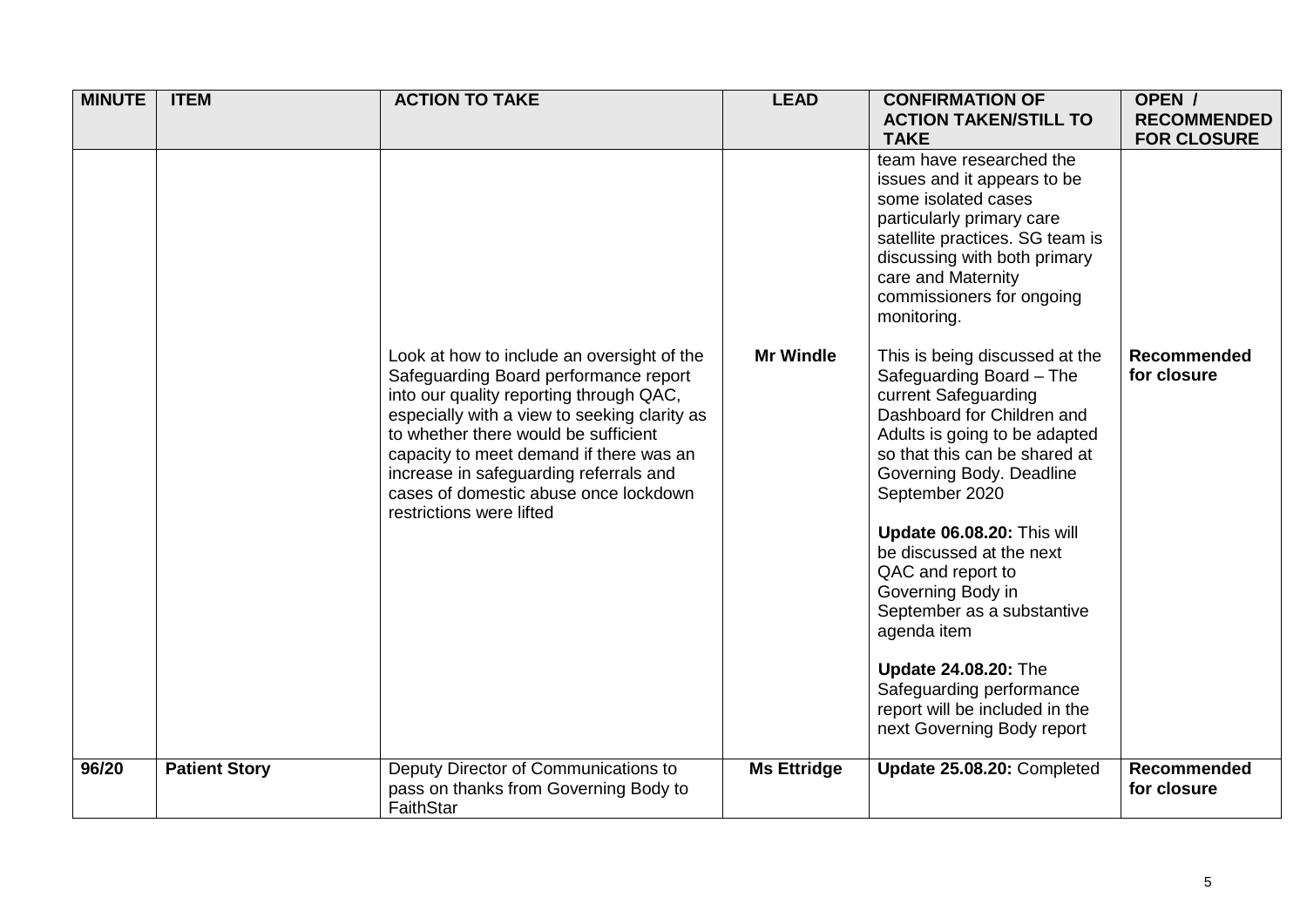| MINUTE | ITEM | ACTION TO TAKE | LEAD | CONFIRMATION OF ACTION TAKEN/STILL TO TAKE | OPEN / RECOMMENDED FOR CLOSURE |
|---|---|---|---|---|---|
| | | | | team have researched the issues and it appears to be some isolated cases particularly primary care satellite practices. SG team is discussing with both primary care and Maternity commissioners for ongoing monitoring. | |
| | | Look at how to include an oversight of the Safeguarding Board performance report into our quality reporting through QAC, especially with a view to seeking clarity as to whether there would be sufficient capacity to meet demand if there was an increase in safeguarding referrals and cases of domestic abuse once lockdown restrictions were lifted | **Mr Windle** | This is being discussed at the Safeguarding Board – The current Safeguarding Dashboard for Children and Adults is going to be adapted so that this can be shared at Governing Body. Deadline September 2020<br><br>**Update 06.08.20:** This will be discussed at the next QAC and report to Governing Body in September as a substantive agenda item<br><br>**Update 24.08.20:** The Safeguarding performance report will be included in the next Governing Body report | **Recommended for closure** |
| **96/20** | **Patient Story** | Deputy Director of Communications to pass on thanks from Governing Body to FaithStar | **Ms Ettridge** | **Update 25.08.20:** Completed | **Recommended for closure** |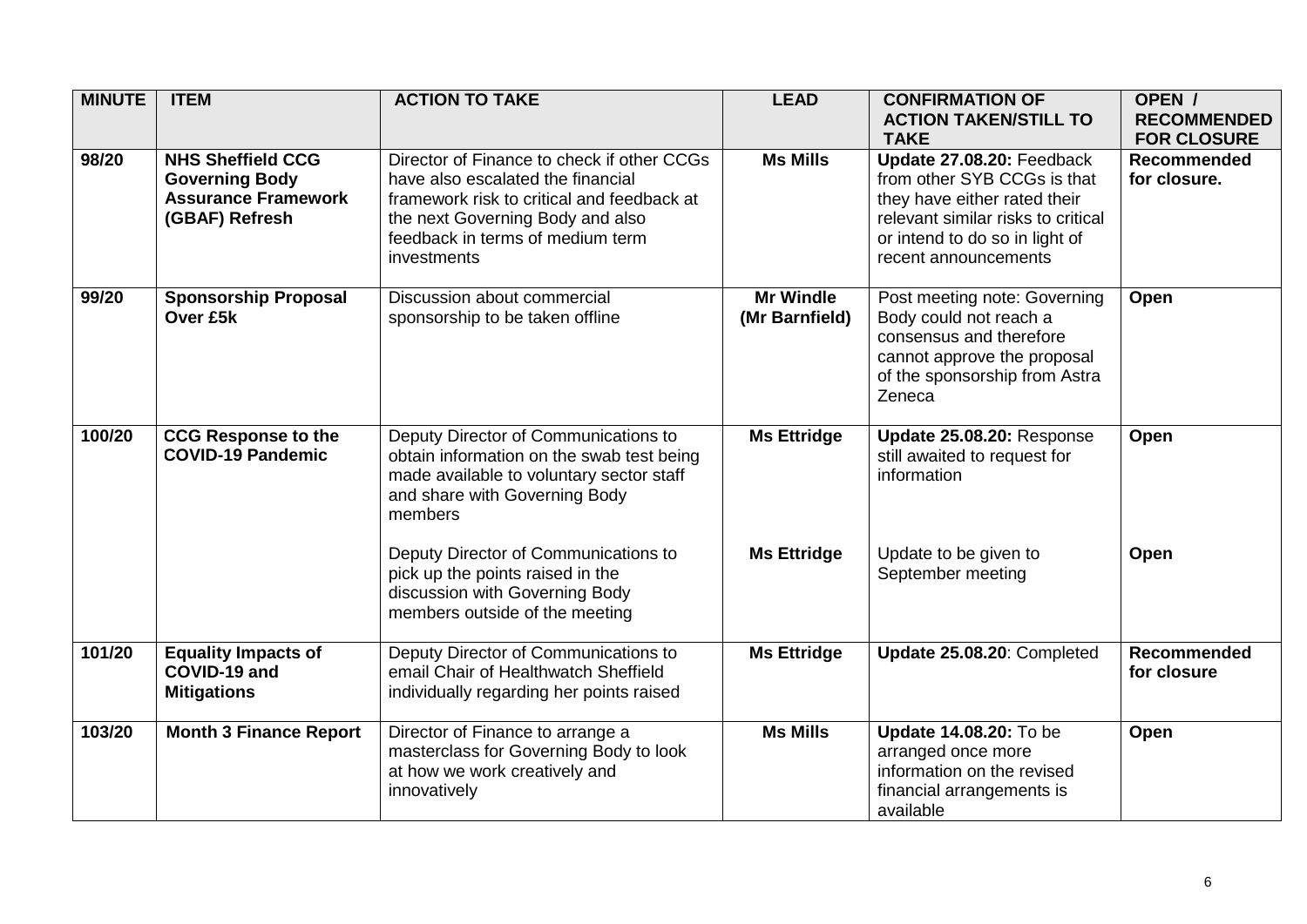| MINUTE | ITEM | ACTION TO TAKE | LEAD | CONFIRMATION OF ACTION TAKEN/STILL TO TAKE | OPEN / RECOMMENDED FOR CLOSURE |
|---|---|---|---|---|---|
| **98/20** | **NHS Sheffield CCG Governing Body Assurance Framework (GBAF) Refresh** | Director of Finance to check if other CCGs have also escalated the financial framework risk to critical and feedback at the next Governing Body and also feedback in terms of medium term investments | **Ms Mills** | **Update 27.08.20:** Feedback from other SYB CCGs is that they have either rated their relevant similar risks to critical or intend to do so in light of recent announcements | **Recommended for closure.** |
| **99/20** | **Sponsorship Proposal Over £5k** | Discussion about commercial sponsorship to be taken offline | **Mr Windle (Mr Barnfield)** | Post meeting note: Governing Body could not reach a consensus and therefore cannot approve the proposal of the sponsorship from Astra Zeneca | **Open** |
| **100/20** | **CCG Response to the COVID-19 Pandemic** | Deputy Director of Communications to obtain information on the swab test being made available to voluntary sector staff and share with Governing Body members | **Ms Ettridge** | **Update 25.08.20:** Response still awaited to request for information | **Open** |
| | | Deputy Director of Communications to pick up the points raised in the discussion with Governing Body members outside of the meeting | **Ms Ettridge** | Update to be given to September meeting | **Open** |
| **101/20** | **Equality Impacts of COVID-19 and Mitigations** | Deputy Director of Communications to email Chair of Healthwatch Sheffield individually regarding her points raised | **Ms Ettridge** | **Update 25.08.20**: Completed | **Recommended for closure** |
| **103/20** | **Month 3 Finance Report** | Director of Finance to arrange a masterclass for Governing Body to look at how we work creatively and innovatively | **Ms Mills** | **Update 14.08.20:** To be arranged once more information on the revised financial arrangements is available | **Open** |